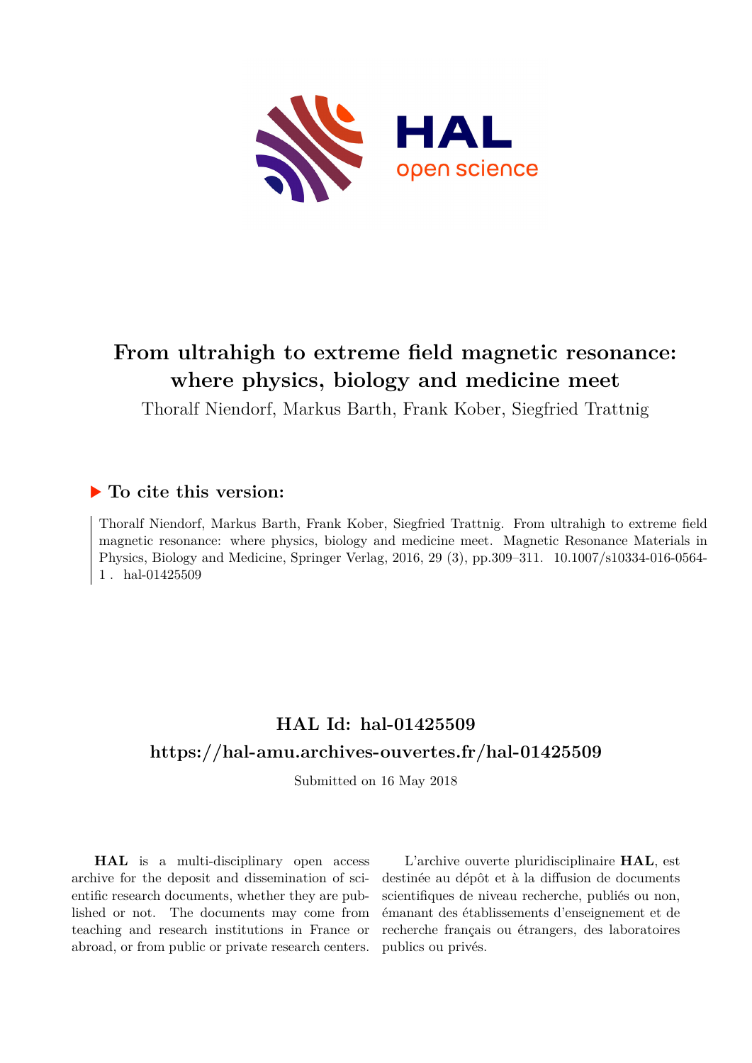# From ultrahigh to extreme field magnetic resonance: where physics, biology and medicine meet

Thoralf Niendorf, Markus Barth, Frank Kober, Siegfried Trattnig

## ▶ To cite this version:

Thoralf Niendorf, Markus Barth, Frank Kober, Siegfried Trattnig. From ultrahigh to extreme field magnetic resonance: where physics, biology and medicine meet. Magnetic Resonance Materials in Physics, Biology and Medicine, Springer Verlag, 2016, 29 (3), pp.309–311. 10.1007/s10334-016-0564-1 . hal-01425509

## HAL Id: hal-01425509

## https://hal-amu.archives-ouvertes.fr/hal-01425509

Submitted on 16 May 2018

**HAL** is a multi-disciplinary open access archive for the deposit and dissemination of scientific research documents, whether they are published or not. The documents may come from teaching and research institutions in France or abroad, or from public or private research centers.

L'archive ouverte pluridisciplinaire **HAL**, est destinée au dépôt et à la diffusion de documents scientifiques de niveau recherche, publiés ou non, émanant des établissements d'enseignement et de recherche français ou étrangers, des laboratoires publics ou privés.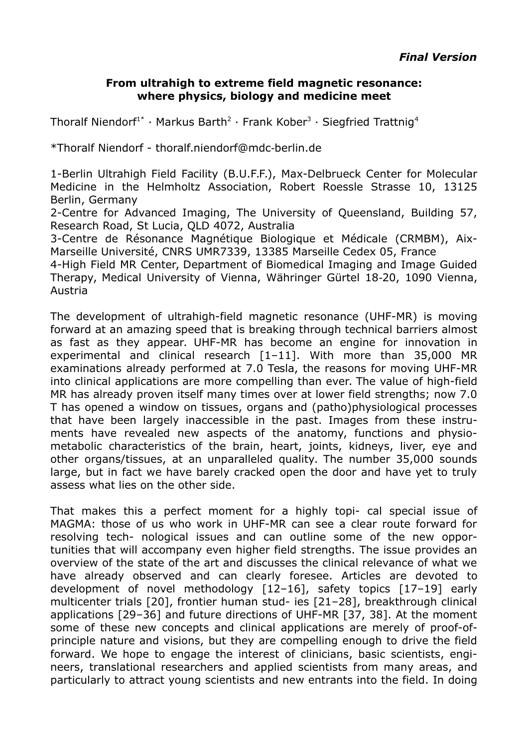*Final Version*

**From ultrahigh to extreme field magnetic resonance: where physics, biology and medicine meet**

Thoralf Niendorf[1*] · Markus Barth[2] · Frank Kober[3] · Siegfried Trattnig[4]

*Thoralf Niendorf - thoralf.niendorf@mdc-berlin.de

1-Berlin Ultrahigh Field Facility (B.U.F.F.), Max-Delbrueck Center for Molecular Medicine in the Helmholtz Association, Robert Roessle Strasse 10, 13125 Berlin, Germany
2-Centre for Advanced Imaging, The University of Queensland, Building 57, Research Road, St Lucia, QLD 4072, Australia
3-Centre de Résonance Magnétique Biologique et Médicale (CRMBM), Aix-Marseille Université, CNRS UMR7339, 13385 Marseille Cedex 05, France
4-High Field MR Center, Department of Biomedical Imaging and Image Guided Therapy, Medical University of Vienna, Währinger Gürtel 18-20, 1090 Vienna, Austria

The development of ultrahigh-field magnetic resonance (UHF-MR) is moving forward at an amazing speed that is breaking through technical barriers almost as fast as they appear. UHF-MR has become an engine for innovation in experimental and clinical research [1–11]. With more than 35,000 MR examinations already performed at 7.0 Tesla, the reasons for moving UHF-MR into clinical applications are more compelling than ever. The value of high-field MR has already proven itself many times over at lower field strengths; now 7.0 T has opened a window on tissues, organs and (patho)physiological processes that have been largely inaccessible in the past. Images from these instruments have revealed new aspects of the anatomy, functions and physio-metabolic characteristics of the brain, heart, joints, kidneys, liver, eye and other organs/tissues, at an unparalleled quality. The number 35,000 sounds large, but in fact we have barely cracked open the door and have yet to truly assess what lies on the other side.

That makes this a perfect moment for a highly topi- cal special issue of MAGMA: those of us who work in UHF-MR can see a clear route forward for resolving tech- nological issues and can outline some of the new opportunities that will accompany even higher field strengths. The issue provides an overview of the state of the art and discusses the clinical relevance of what we have already observed and can clearly foresee. Articles are devoted to development of novel methodology [12–16], safety topics [17–19] early multicenter trials [20], frontier human stud- ies [21–28], breakthrough clinical applications [29–36] and future directions of UHF-MR [37, 38]. At the moment some of these new concepts and clinical applications are merely of proof-of-principle nature and visions, but they are compelling enough to drive the field forward. We hope to engage the interest of clinicians, basic scientists, engineers, translational researchers and applied scientists from many areas, and particularly to attract young scientists and new entrants into the field. In doing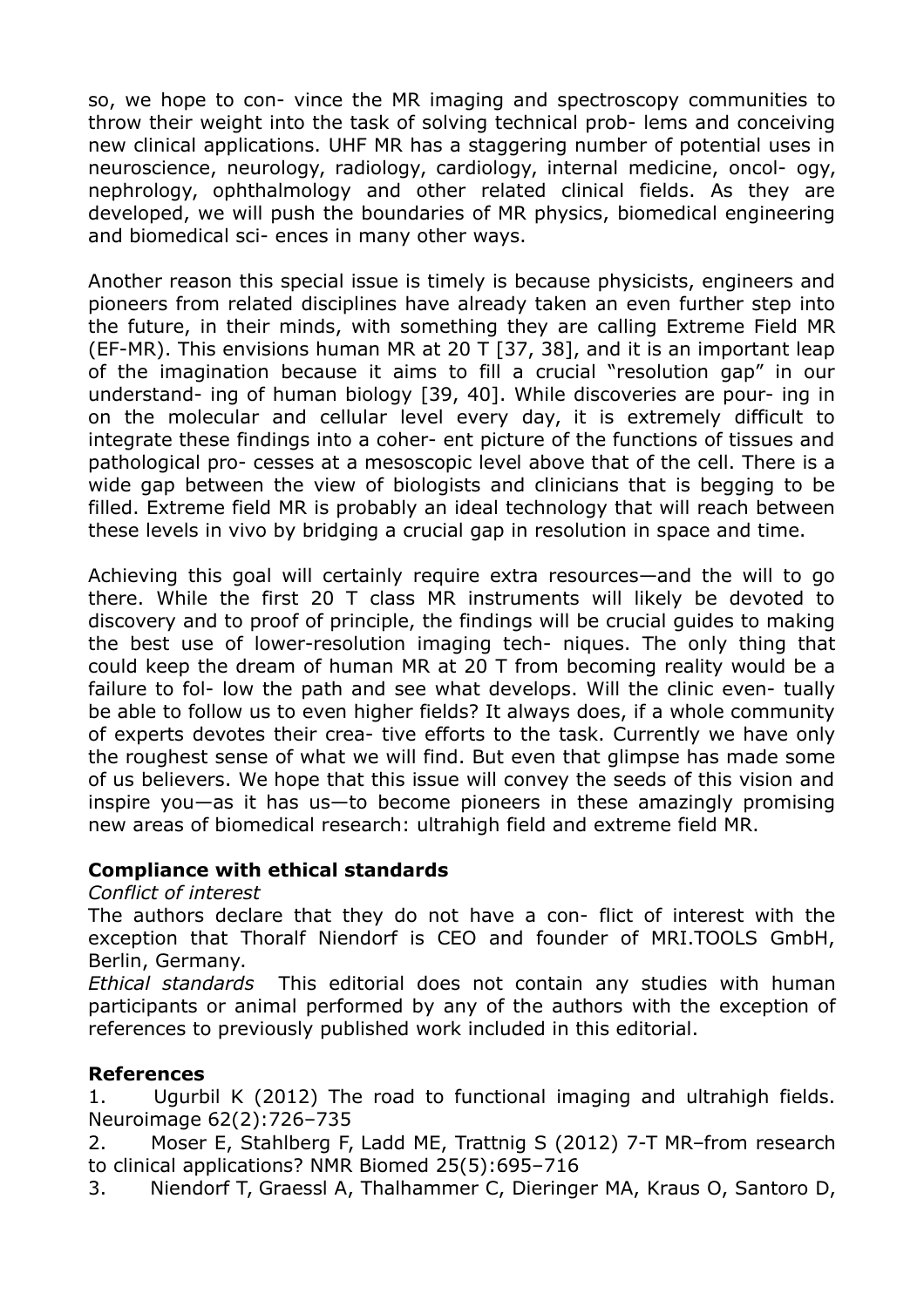so, we hope to con- vince the MR imaging and spectroscopy communities to throw their weight into the task of solving technical prob- lems and conceiving new clinical applications. UHF MR has a staggering number of potential uses in neuroscience, neurology, radiology, cardiology, internal medicine, oncol- ogy, nephrology, ophthalmology and other related clinical fields. As they are developed, we will push the boundaries of MR physics, biomedical engineering and biomedical sci- ences in many other ways.

Another reason this special issue is timely is because physicists, engineers and pioneers from related disciplines have already taken an even further step into the future, in their minds, with something they are calling Extreme Field MR (EF-MR). This envisions human MR at 20 T [37, 38], and it is an important leap of the imagination because it aims to fill a crucial "resolution gap" in our understand- ing of human biology [39, 40]. While discoveries are pour- ing in on the molecular and cellular level every day, it is extremely difficult to integrate these findings into a coher- ent picture of the functions of tissues and pathological pro- cesses at a mesoscopic level above that of the cell. There is a wide gap between the view of biologists and clinicians that is begging to be filled. Extreme field MR is probably an ideal technology that will reach between these levels in vivo by bridging a crucial gap in resolution in space and time.

Achieving this goal will certainly require extra resources—and the will to go there. While the first 20 T class MR instruments will likely be devoted to discovery and to proof of principle, the findings will be crucial guides to making the best use of lower-resolution imaging tech- niques. The only thing that could keep the dream of human MR at 20 T from becoming reality would be a failure to fol- low the path and see what develops. Will the clinic even- tually be able to follow us to even higher fields? It always does, if a whole community of experts devotes their crea- tive efforts to the task. Currently we have only the roughest sense of what we will find. But even that glimpse has made some of us believers. We hope that this issue will convey the seeds of this vision and inspire you—as it has us—to become pioneers in these amazingly promising new areas of biomedical research: ultrahigh field and extreme field MR.

## Compliance with ethical standards

*Conflict of interest*

The authors declare that they do not have a con- flict of interest with the exception that Thoralf Niendorf is CEO and founder of MRI.TOOLS GmbH, Berlin, Germany.

*Ethical standards* This editorial does not contain any studies with human participants or animal performed by any of the authors with the exception of references to previously published work included in this editorial.

## References

1. Ugurbil K (2012) The road to functional imaging and ultrahigh fields. Neuroimage 62(2):726–735
2. Moser E, Stahlberg F, Ladd ME, Trattnig S (2012) 7-T MR–from research to clinical applications? NMR Biomed 25(5):695–716
3. Niendorf T, Graessl A, Thalhammer C, Dieringer MA, Kraus O, Santoro D,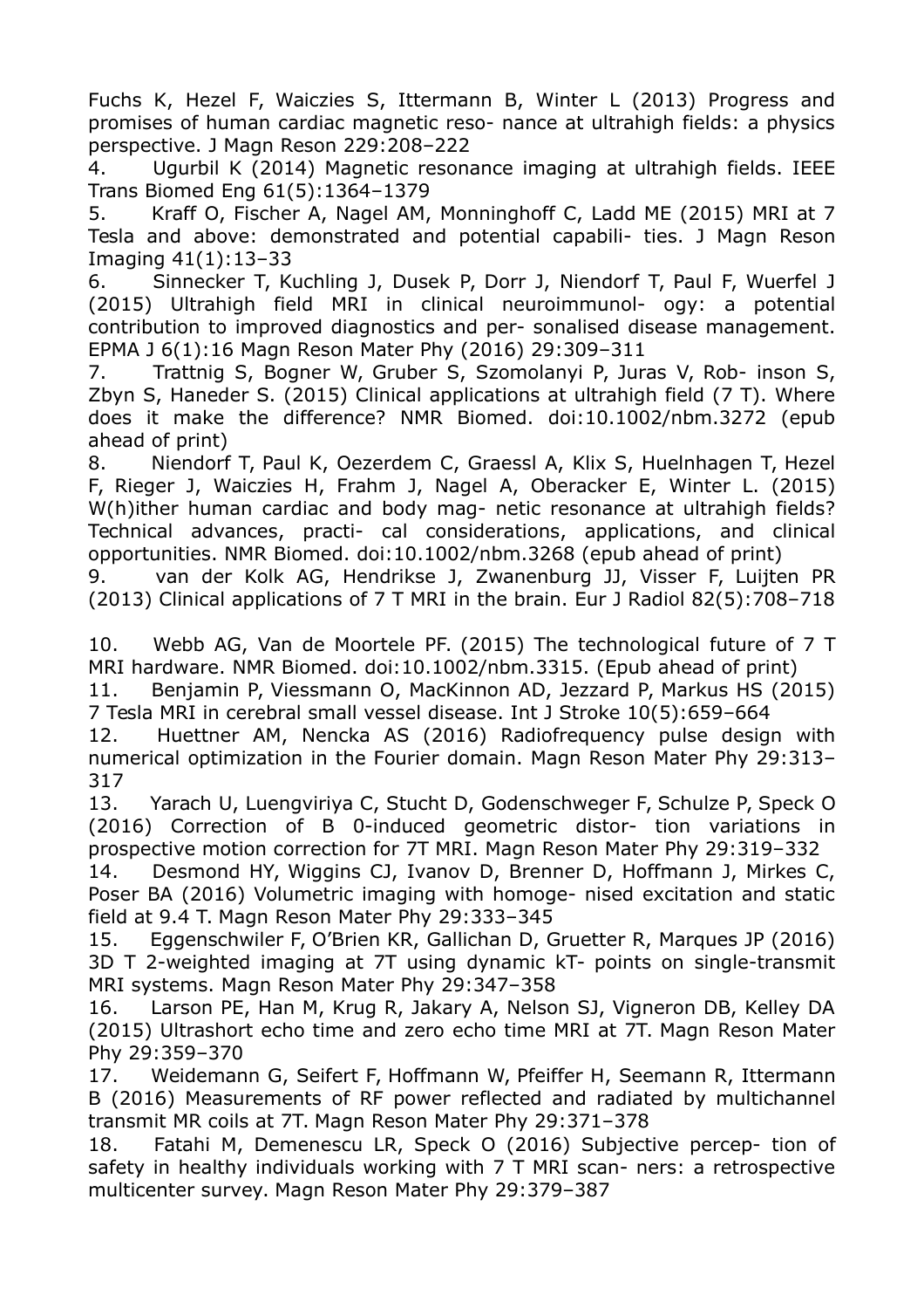Fuchs K, Hezel F, Waiczies S, Ittermann B, Winter L (2013) Progress and promises of human cardiac magnetic reso- nance at ultrahigh fields: a physics perspective. J Magn Reson 229:208–222

4. Ugurbil K (2014) Magnetic resonance imaging at ultrahigh fields. IEEE Trans Biomed Eng 61(5):1364–1379
5. Kraff O, Fischer A, Nagel AM, Monninghoff C, Ladd ME (2015) MRI at 7 Tesla and above: demonstrated and potential capabili- ties. J Magn Reson Imaging 41(1):13–33
6. Sinnecker T, Kuchling J, Dusek P, Dorr J, Niendorf T, Paul F, Wuerfel J (2015) Ultrahigh field MRI in clinical neuroimmunol- ogy: a potential contribution to improved diagnostics and per- sonalised disease management. EPMA J 6(1):16 Magn Reson Mater Phy (2016) 29:309–311
7. Trattnig S, Bogner W, Gruber S, Szomolanyi P, Juras V, Rob- inson S, Zbyn S, Haneder S. (2015) Clinical applications at ultrahigh field (7 T). Where does it make the difference? NMR Biomed. doi:10.1002/nbm.3272 (epub ahead of print)
8. Niendorf T, Paul K, Oezerdem C, Graessl A, Klix S, Huelnhagen T, Hezel F, Rieger J, Waiczies H, Frahm J, Nagel A, Oberacker E, Winter L. (2015) W(h)ither human cardiac and body mag- netic resonance at ultrahigh fields? Technical advances, practi- cal considerations, applications, and clinical opportunities. NMR Biomed. doi:10.1002/nbm.3268 (epub ahead of print)
9. van der Kolk AG, Hendrikse J, Zwanenburg JJ, Visser F, Luijten PR (2013) Clinical applications of 7 T MRI in the brain. Eur J Radiol 82(5):708–718
10. Webb AG, Van de Moortele PF. (2015) The technological future of 7 T MRI hardware. NMR Biomed. doi:10.1002/nbm.3315. (Epub ahead of print)
11. Benjamin P, Viessmann O, MacKinnon AD, Jezzard P, Markus HS (2015) 7 Tesla MRI in cerebral small vessel disease. Int J Stroke 10(5):659–664
12. Huettner AM, Nencka AS (2016) Radiofrequency pulse design with numerical optimization in the Fourier domain. Magn Reson Mater Phy 29:313–317
13. Yarach U, Luengviriya C, Stucht D, Godenschweger F, Schulze P, Speck O (2016) Correction of B 0-induced geometric distor- tion variations in prospective motion correction for 7T MRI. Magn Reson Mater Phy 29:319–332
14. Desmond HY, Wiggins CJ, Ivanov D, Brenner D, Hoffmann J, Mirkes C, Poser BA (2016) Volumetric imaging with homoge- nised excitation and static field at 9.4 T. Magn Reson Mater Phy 29:333–345
15. Eggenschwiler F, O'Brien KR, Gallichan D, Gruetter R, Marques JP (2016) 3D T 2-weighted imaging at 7T using dynamic kT- points on single-transmit MRI systems. Magn Reson Mater Phy 29:347–358
16. Larson PE, Han M, Krug R, Jakary A, Nelson SJ, Vigneron DB, Kelley DA (2015) Ultrashort echo time and zero echo time MRI at 7T. Magn Reson Mater Phy 29:359–370
17. Weidemann G, Seifert F, Hoffmann W, Pfeiffer H, Seemann R, Ittermann B (2016) Measurements of RF power reflected and radiated by multichannel transmit MR coils at 7T. Magn Reson Mater Phy 29:371–378
18. Fatahi M, Demenescu LR, Speck O (2016) Subjective percep- tion of safety in healthy individuals working with 7 T MRI scan- ners: a retrospective multicenter survey. Magn Reson Mater Phy 29:379–387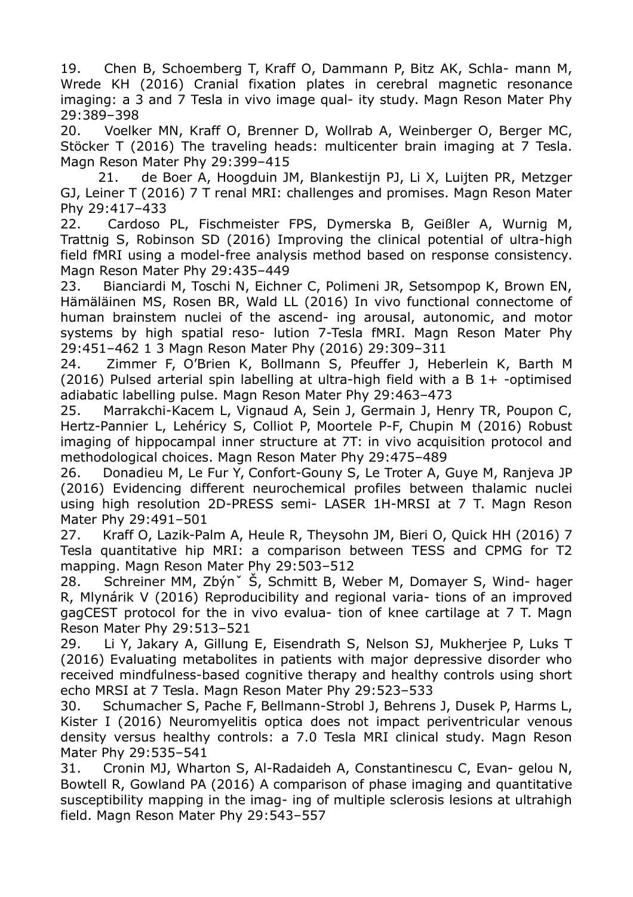19. Chen B, Schoemberg T, Kraff O, Dammann P, Bitz AK, Schla- mann M, Wrede KH (2016) Cranial fixation plates in cerebral magnetic resonance imaging: a 3 and 7 Tesla in vivo image qual- ity study. Magn Reson Mater Phy 29:389–398

20. Voelker MN, Kraff O, Brenner D, Wollrab A, Weinberger O, Berger MC, Stöcker T (2016) The traveling heads: multicenter brain imaging at 7 Tesla. Magn Reson Mater Phy 29:399–415

21. de Boer A, Hoogduin JM, Blankestijn PJ, Li X, Luijten PR, Metzger GJ, Leiner T (2016) 7 T renal MRI: challenges and promises. Magn Reson Mater Phy 29:417–433

22. Cardoso PL, Fischmeister FPS, Dymerska B, Geißler A, Wurnig M, Trattnig S, Robinson SD (2016) Improving the clinical potential of ultra-high field fMRI using a model-free analysis method based on response consistency. Magn Reson Mater Phy 29:435–449

23. Bianciardi M, Toschi N, Eichner C, Polimeni JR, Setsompop K, Brown EN, Hämäläinen MS, Rosen BR, Wald LL (2016) In vivo functional connectome of human brainstem nuclei of the ascend- ing arousal, autonomic, and motor systems by high spatial reso- lution 7-Tesla fMRI. Magn Reson Mater Phy 29:451–462 1 3 Magn Reson Mater Phy (2016) 29:309–311

24. Zimmer F, O'Brien K, Bollmann S, Pfeuffer J, Heberlein K, Barth M (2016) Pulsed arterial spin labelling at ultra-high field with a B 1+ -optimised adiabatic labelling pulse. Magn Reson Mater Phy 29:463–473

25. Marrakchi-Kacem L, Vignaud A, Sein J, Germain J, Henry TR, Poupon C, Hertz-Pannier L, Lehéricy S, Colliot P, Moortele P-F, Chupin M (2016) Robust imaging of hippocampal inner structure at 7T: in vivo acquisition protocol and methodological choices. Magn Reson Mater Phy 29:475–489

26. Donadieu M, Le Fur Y, Confort-Gouny S, Le Troter A, Guye M, Ranjeva JP (2016) Evidencing different neurochemical profiles between thalamic nuclei using high resolution 2D-PRESS semi- LASER 1H-MRSI at 7 T. Magn Reson Mater Phy 29:491–501

27. Kraff O, Lazik-Palm A, Heule R, Theysohn JM, Bieri O, Quick HH (2016) 7 Tesla quantitative hip MRI: a comparison between TESS and CPMG for T2 mapping. Magn Reson Mater Phy 29:503–512

28. Schreiner MM, Zbýn˘ Š, Schmitt B, Weber M, Domayer S, Wind- hager R, Mlynárik V (2016) Reproducibility and regional varia- tions of an improved gagCEST protocol for the in vivo evalua- tion of knee cartilage at 7 T. Magn Reson Mater Phy 29:513–521

29. Li Y, Jakary A, Gillung E, Eisendrath S, Nelson SJ, Mukherjee P, Luks T (2016) Evaluating metabolites in patients with major depressive disorder who received mindfulness-based cognitive therapy and healthy controls using short echo MRSI at 7 Tesla. Magn Reson Mater Phy 29:523–533

30. Schumacher S, Pache F, Bellmann-Strobl J, Behrens J, Dusek P, Harms L, Kister I (2016) Neuromyelitis optica does not impact periventricular venous density versus healthy controls: a 7.0 Tesla MRI clinical study. Magn Reson Mater Phy 29:535–541

31. Cronin MJ, Wharton S, Al-Radaideh A, Constantinescu C, Evan- gelou N, Bowtell R, Gowland PA (2016) A comparison of phase imaging and quantitative susceptibility mapping in the imag- ing of multiple sclerosis lesions at ultrahigh field. Magn Reson Mater Phy 29:543–557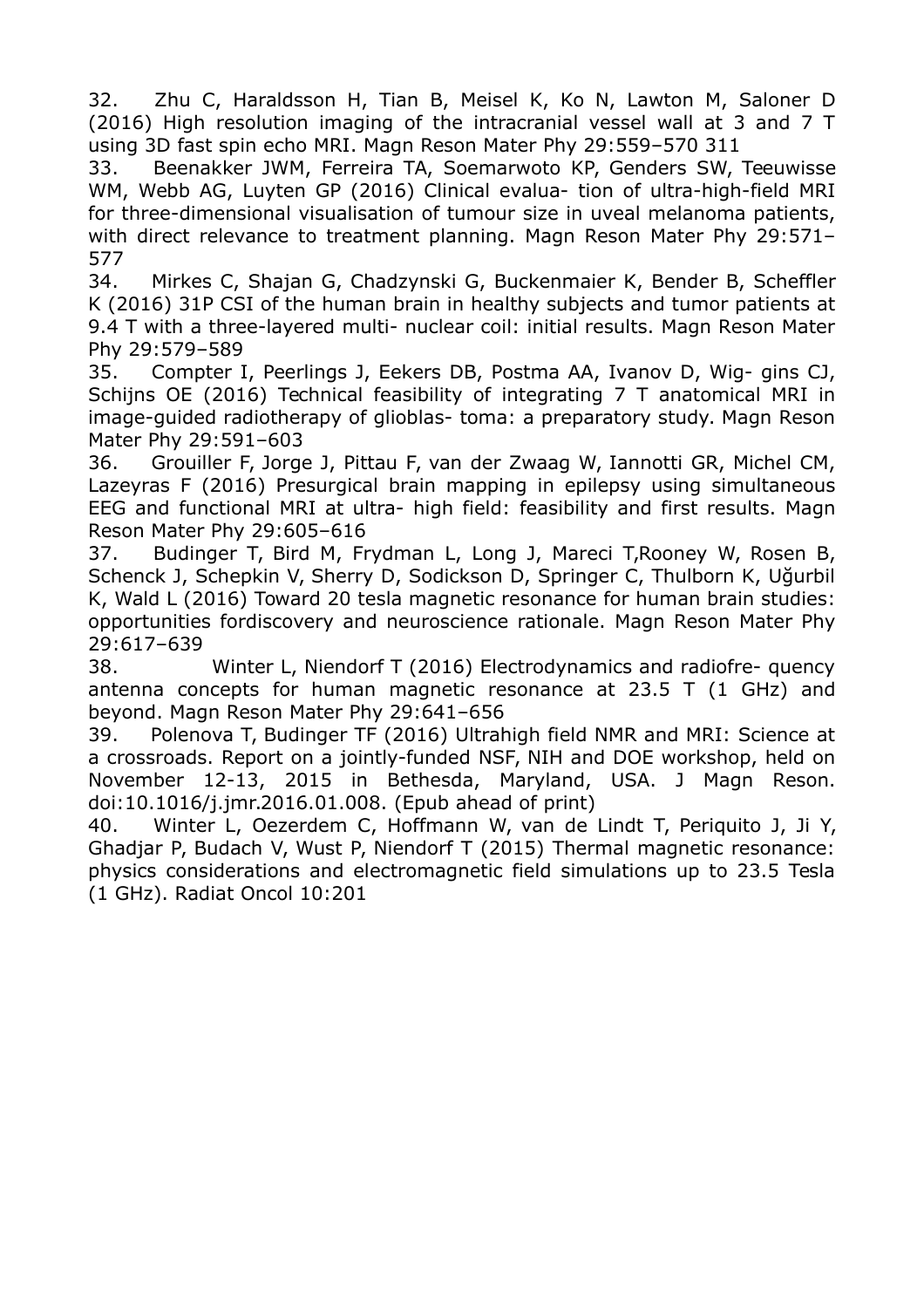32. Zhu C, Haraldsson H, Tian B, Meisel K, Ko N, Lawton M, Saloner D (2016) High resolution imaging of the intracranial vessel wall at 3 and 7 T using 3D fast spin echo MRI. Magn Reson Mater Phy 29:559–570 311

33. Beenakker JWM, Ferreira TA, Soemarwoto KP, Genders SW, Teeuwisse WM, Webb AG, Luyten GP (2016) Clinical evalua- tion of ultra-high-field MRI for three-dimensional visualisation of tumour size in uveal melanoma patients, with direct relevance to treatment planning. Magn Reson Mater Phy 29:571–577

34. Mirkes C, Shajan G, Chadzynski G, Buckenmaier K, Bender B, Scheffler K (2016) 31P CSI of the human brain in healthy subjects and tumor patients at 9.4 T with a three-layered multi- nuclear coil: initial results. Magn Reson Mater Phy 29:579–589

35. Compter I, Peerlings J, Eekers DB, Postma AA, Ivanov D, Wig- gins CJ, Schijns OE (2016) Technical feasibility of integrating 7 T anatomical MRI in image-guided radiotherapy of glioblas- toma: a preparatory study. Magn Reson Mater Phy 29:591–603

36. Grouiller F, Jorge J, Pittau F, van der Zwaag W, Iannotti GR, Michel CM, Lazeyras F (2016) Presurgical brain mapping in epilepsy using simultaneous EEG and functional MRI at ultra- high field: feasibility and first results. Magn Reson Mater Phy 29:605–616

37. Budinger T, Bird M, Frydman L, Long J, Mareci T,Rooney W, Rosen B, Schenck J, Schepkin V, Sherry D, Sodickson D, Springer C, Thulborn K, Uğurbil K, Wald L (2016) Toward 20 tesla magnetic resonance for human brain studies: opportunities fordiscovery and neuroscience rationale. Magn Reson Mater Phy 29:617–639

38. Winter L, Niendorf T (2016) Electrodynamics and radiofre- quency antenna concepts for human magnetic resonance at 23.5 T (1 GHz) and beyond. Magn Reson Mater Phy 29:641–656

39. Polenova T, Budinger TF (2016) Ultrahigh field NMR and MRI: Science at a crossroads. Report on a jointly-funded NSF, NIH and DOE workshop, held on November 12-13, 2015 in Bethesda, Maryland, USA. J Magn Reson. doi:10.1016/j.jmr.2016.01.008. (Epub ahead of print)

40. Winter L, Oezerdem C, Hoffmann W, van de Lindt T, Periquito J, Ji Y, Ghadjar P, Budach V, Wust P, Niendorf T (2015) Thermal magnetic resonance: physics considerations and electromagnetic field simulations up to 23.5 Tesla (1 GHz). Radiat Oncol 10:201